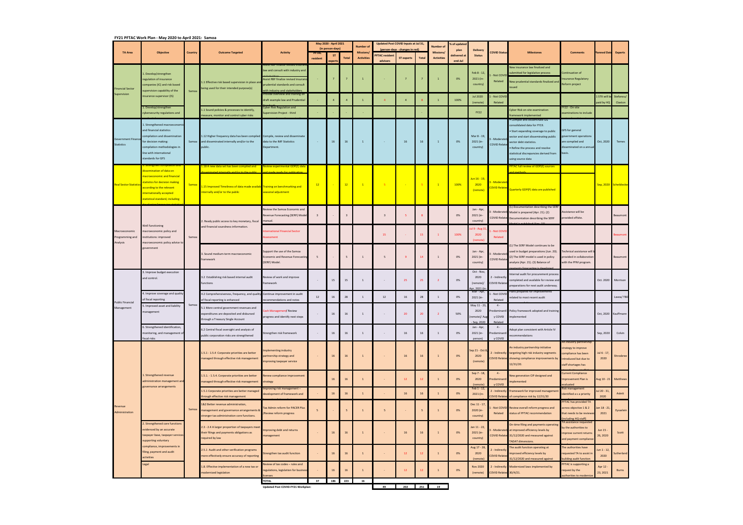## FY21 PFTAC Work Plan - May 2020 to April 2021: Samoa

| TA Area | Objective | Country | Outcome Targeted | Activity | May 2020 - April 2021 (in person-days) PFTAC resident | ST experts | Total | Number of Missions/ Activities | Updated Post COVID Inputs at Jul 31, (person-days - changes in red) PFTAC resident advisors | ST experts | Total | Number of Missions/ Activities | % of updated plan delivered at end-Jul | Delivery Status | COVID Status | Milestones | Comments | Planned Date | Experts |
|---|---|---|---|---|---|---|---|---|---|---|---|---|---|---|---|---|---|---|---|
| Financial Sector Supervision | 1. Develop/strengthen regulation of insurance companies (IC) and risk based supervision capability of the insurance supervisor (IS) | Samoa | 1.1 Effective risk based supervision in place and being used for their intended purpose(s) | Assist RBF finalize revised insurance law and consult with industry and stakeholders; Assist RBF finalize revised insurance prudential standards and consult with industry and stakeholders | - | 7 | 7 | 1 | - | 7 | 7 | 1 | 0% | Feb 8 - 12, 2021 (in-country) | 1 - Not COVID Related | New insurance law finalized and submitted for legislative process; New prudential standards finalized and issued | Continuation of Insurance Regulatory Reform project | | |
| | | | | Provide overview and training on draft example law and Prudential Standards | - | 4 | 4 | 1 | 4 | 4 | 8 | 1 | 100% | Jul 2020 (remote) | 1 - Not COVID Related | | | 1 STX will be paid by HQ | Stefanou/ Claxton |
| | 1. Develop/strengthen cybersecurity regulations and | | 1.1 Sound policies & processes to identify, measure, monitor and control cyber risks | Cyber Risk Regulation and Supervision Project - third | - | - | - | - | | | - | | | FY22 | | Cyber Risk on-site examination framework implemented | FY22 - On-site examinations to include | | |
| Government Finance Statistics | 1. Strengthened macroeconomic and financial statistics compilation and dissemination for decision making: compilation methodologies in line with international standards for GFS | Samoa | 1.12 Higher frequency data has been compiled and disseminated internally and/or to the public. | Compile, review and disseminate data to the IMF Statistics Department. | - | 16 | 16 | 1 | - | 16 | 16 | 1 | 0% | Mar 8 - 19, 2021 (in-country) | 3 - Moderately COVID Related | • Compile and disseminate GG consolidated data for FY19. • Start expanding coverage to public sector and start disseminating public sector debt statistics. • Refine the process and resolve statistical discrepancies derived from using source data | GFS for general government operations are compiled and disseminated on a annual basis. | Oct, 2020 | Temes |
| Real Sector Statistics | 1. Strengthen compilation and dissemination of data on macroeconomic and financial statistics for decision making according to the relevant internationally accepted statistical standard, including developing/improving statistical | Samoa | 1.18 A new data set has been compiled and disseminated internally and/or to the public; 1.15 Improved Timeliness of data made available internally and/or to the public | Review experimental GDP(E) data and made ready for publication; Training on benchmarking and seasonal adjustment | 12 | - | 12 | 1 | 5 | - | 5 | 1 | 100% | Jun 16 - 19, 2020 (remote) | 3 - Moderately COVID Related | PFTAC full review of GDP(E) sources and methods; Quarterly GDP(P) data are published | | Sep, 2020 | Scheiblecker |
| Macroeconomic Programming and Analysis | Well functioning macroeconomic policy and institutions: improved macroeconomic policy advice to government | Samoa | 2. Ready public access to key monetary, fiscal and financial soundness information. | Review the Samoa Economic and Revenue Forecasting (SERF) Model manual. | 3 | - | 3 | | 3 | 5 | 8 | | 0% | Jan - Apr, 2021 (in-country) | 3 - Moderately COVID Related | (1) Documentation describing the SERF Model is prepared (Apr. 21). (2) Documentation describing the SERF Model is published (Apr. 22) | Assistance will be provided offsite. | | Beaumont |
| | | | | International Financial Sector Assessment | | | | | 15 | - | 15 | 1 | 100% | Jul 9 - Aug 31, 2020 (remote) | 1 - Not COVID Related | | | | Beaumont |
| | | | 3. Sound medium-term macroeconomic framework | Support the use of the Samoa Economic and Revenue Forecasting (SERF) Model. | 5 | - | 5 | 1 | 5 | 9 | 14 | 1 | 0% | Jan - Apr, 2021 (in-country) | 3 - Moderately COVID Related | (1) The SERF Model continues to be used in budget preparations (Jun. 20). (2) The SERF model is used in policy analysis (Apr. 21). (3) Balance of payments forecasting is developed | Technical assistance will be provided in collaboration with the PFM program. | | Beaumont |
| Public Financial Management | 3. Improve budget execution and control. | Samoa | 3.2 Establishing risk based internal audit functions | Review of work and improve framework | - | 15 | 15 | 1 | - | 25 | 25 | 2 | 0% | Oct - Nov, 2020 (remote)/ Apr, 2021 (in- | 2 - Indirectly COVID Related | Internal audit for procurement process completed and available for review and preparations for next audit underway. | | Oct. 2020 | Morrison |
| | 4. Improve coverage and quality of fiscal reporting | | 4.2 Comprehensiveness, frequency, and quality of fiscal reporting is enhanced | Continue improvement in audit recommendations and notes | 12 | 16 | 28 | 1 | 12 | 16 | 28 | 1 | 0% | Mar - Apr, 2021 (in- | 1 - Not COVID Related | Plans prepared for improvements related to most recent audit | | | Lavea/ TBD |
| | 5. Improved asset and liability management | | 5.1 More central government revenues and expenditures are deposited and disbursed through a Treasury Single Account | Cash Management/ Review progress and identify next steps | - | 16 | 16 | 1 | - | 20 | 20 | 2 | 50% | May 11 - 29, 2020 (remote)/ Aug - Sep, 2020 | 4 - Predominantly COVID Related | Policy framework adopted and training implemented | | Oct, 2020 | Kauffmann |
| | 6. Strengthened identification, monitoring, and management of fiscal risks | | 6.2 Central fiscal oversight and analysis of public corporation risks are strengthened | Strengthen risk framework | - | 16 | 16 | 1 | - | 16 | 16 | 1 | 0% | Jan - Apr, 2021 (in-person) | 4 - Predominantly COVID | Adopt plan consistent with Article IV recommendations | | Sep, 2020 | Colvin |
| Revenue Administration | 1. Strengthened revenue administration management and governance arrangements | Samoa | 1.5.1 - 1.5.4 Corporate priorities are better managed through effective risk management | Implementing industry partnership strategy and improving taxpayer service | - | 16 | 16 | 1 | - | 16 | 16 | 1 | 0% | Sep 21 - Oct 8, 2020 (remote) | 2 - Indirectly COVID Related | An industry partnership initiative targeting high risk industry segments showing compliance improvements by 12/31/20. | An industry partnership strategy to improve compliance has been introduced but due to staff shortages has | Jul 6 - 17, 2020 | Shrosbree |
| | | | 1.5.1 - 1.5.4 Corporate priorities are better managed through effective risk management | Renew compliance improvement strategy | - | 16 | 16 | 1 | - | 12 | 12 | 1 | 0% | Sep 7 - 18, 2020 (remote) | 4 - Predominantly COVID | New generation CIP designed and implemented | Current Compliance Improvement Plan is evaluated | Aug 10 - 21 | Matthews |
| | | | 1.5.1 Corporate priorities are better managed through effective risk management | Improving risk management – development of framework and | - | 16 | 16 | 1 | - | 16 | 16 | 1 | 0% | Feb 1 - 12, 2021 (in- | 2 - Indirectly COVID Related | Framework for improved management of compliance risk by 12/31/20 | Risk management identified as a priority | Jul 20 - 31, 2020 | Aslett |
| | | | 1&2 Better revenue administration, management and governance arrangements & stronger tax administration core functions. | Tax Admin reform for PACER Plus /Review reform progress | 5 | - | 5 | 1 | 5 | - | 5 | 1 | 0% | Dec 11 - 17, 2020 (in-country) | 1 - Not COVID Related | Review overall reform progress and status of PFTAC recommendation | PFTAC has provided TA across objective 1 & 2 that needs to be reviewed (including HQ staff) | Jan 18 - 21, 2021 | Eysselein |
| | 2. Strengthened core functions evidenced by an accurate taxpayer base, taxpayer services supporting voluntary compliance, improvements in filing, payment and audit activities | | 2.3 - 2.4 A larger proportion of taxpayers meet their filings and payments obligations as required by law | Improving debt and returns management | - | 16 | 16 | 1 | - | 16 | 16 | 1 | 0% | Jan 11 - 22, 2021 (in-country) | 3 - Moderately COVID Related | On-time filing and payments operating at improved efficiency levels by 31/12/2020 and measured against TADAT dimensions. | TA assistance requested by the authorities to improve current returns and payment compliance | Jun 15 - 26, 2020 | Scott |
| | | | 2.5.1 Audit and other verification programs more effectively ensure accuracy of reporting | Strengthen tax audit function | - | 16 | 16 | 1 | - | 12 | 12 | 1 | 0% | Aug 17 - 28, 2020 (remote) | 2 - Indirectly COVID Related | The audit function operating at improved efficiency levels by 31/12/2020 and measured against | The authorities have requested TA to assist in building audit function | Jun 1 - 12, 2020 | Sutherland |
| | Legal | | 1.8. Effective implementation of a new tax or modernized legislation | Review of tax codes – rules and regulations, legislation for business licenses | - | 16 | 16 | 1 | - | 12 | 12 | 1 | 0% | Nov 2020 (remote) | 2 - Indirectly COVID Related | Modernized laws implemented by 30/4/21. | PFTAC is supporting a request by the authorities to modernize | Apr 12 - 23, 2021 | Burns |
| | | | | TOTAL | 37 | 186 | 223 | 16 | | | | | | | | | | | |
| | | | | Updated Post COVID-FY21 Workplan: | | | | | 49 | 202 | 251 | 19 | | | | | | | |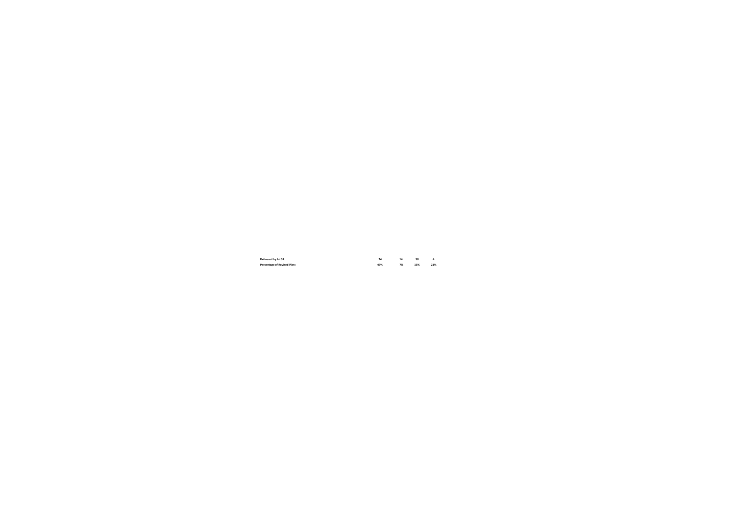| | | | | |
|---|---|---|---|---|
| **Delivered by Jul 31:** | **24** | **14** | **38** | **4** |
| **Percentage of Revised Plan:** | **49%** | **7%** | **15%** | **21%** |